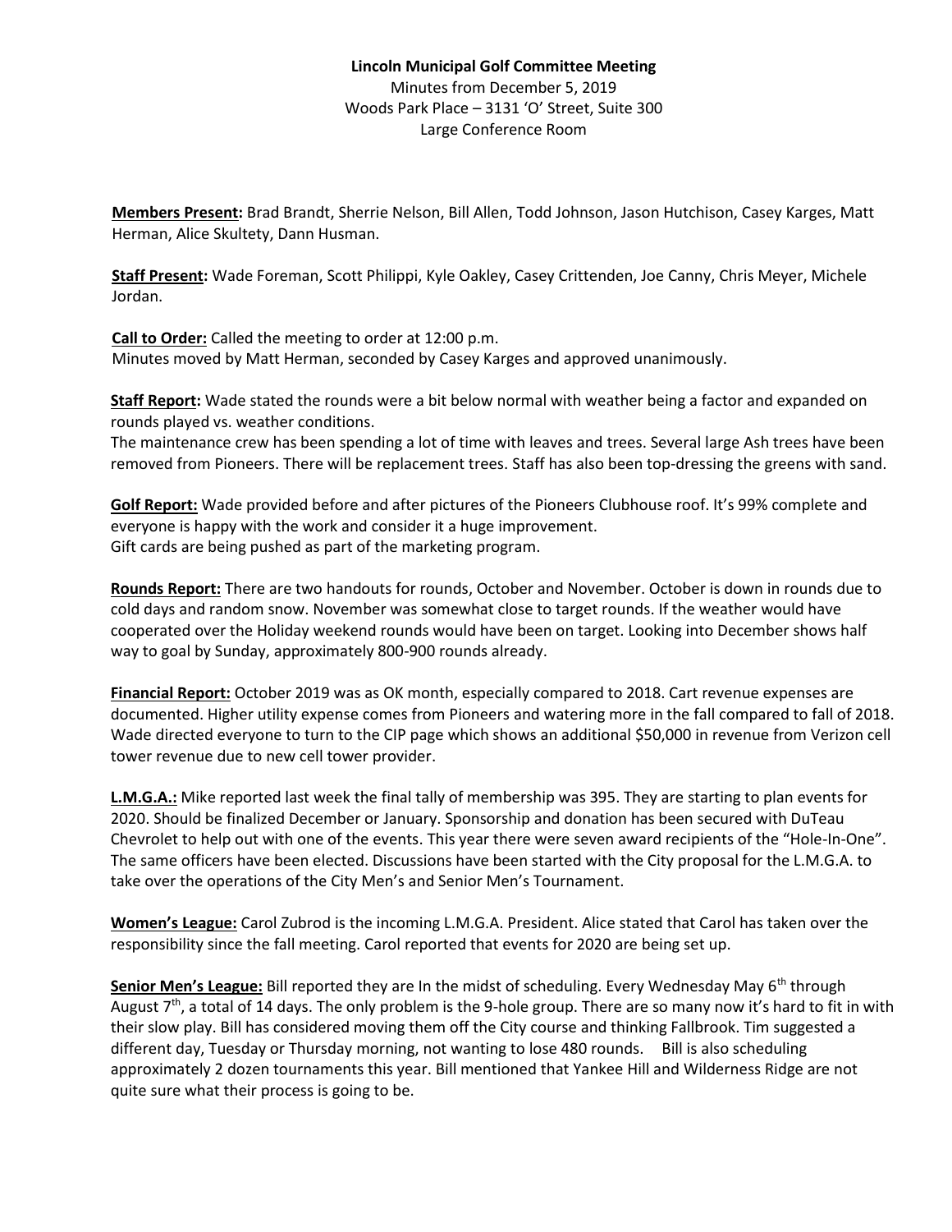**Lincoln Municipal Golf Committee Meeting**

Minutes from December 5, 2019

Woods Park Place – 3131 'O' Street, Suite 300

Large Conference Room

**Members Present:** Brad Brandt, Sherrie Nelson, Bill Allen, Todd Johnson, Jason Hutchison, Casey Karges, Matt Herman, Alice Skultety, Dann Husman.

**Staff Present:** Wade Foreman, Scott Philippi, Kyle Oakley, Casey Crittenden, Joe Canny, Chris Meyer, Michele Jordan.

**Call to Order:** Called the meeting to order at 12:00 p.m.
Minutes moved by Matt Herman, seconded by Casey Karges and approved unanimously.

**Staff Report:** Wade stated the rounds were a bit below normal with weather being a factor and expanded on rounds played vs. weather conditions.
The maintenance crew has been spending a lot of time with leaves and trees. Several large Ash trees have been removed from Pioneers. There will be replacement trees. Staff has also been top-dressing the greens with sand.

**Golf Report:** Wade provided before and after pictures of the Pioneers Clubhouse roof. It's 99% complete and everyone is happy with the work and consider it a huge improvement.
Gift cards are being pushed as part of the marketing program.

**Rounds Report:** There are two handouts for rounds, October and November. October is down in rounds due to cold days and random snow. November was somewhat close to target rounds. If the weather would have cooperated over the Holiday weekend rounds would have been on target. Looking into December shows half way to goal by Sunday, approximately 800-900 rounds already.

**Financial Report:** October 2019 was as OK month, especially compared to 2018. Cart revenue expenses are documented. Higher utility expense comes from Pioneers and watering more in the fall compared to fall of 2018. Wade directed everyone to turn to the CIP page which shows an additional $50,000 in revenue from Verizon cell tower revenue due to new cell tower provider.

**L.M.G.A.:** Mike reported last week the final tally of membership was 395. They are starting to plan events for 2020. Should be finalized December or January. Sponsorship and donation has been secured with DuTeau Chevrolet to help out with one of the events. This year there were seven award recipients of the "Hole-In-One". The same officers have been elected. Discussions have been started with the City proposal for the L.M.G.A. to take over the operations of the City Men's and Senior Men's Tournament.

**Women's League:** Carol Zubrod is the incoming L.M.G.A. President. Alice stated that Carol has taken over the responsibility since the fall meeting. Carol reported that events for 2020 are being set up.

**Senior Men's League:** Bill reported they are In the midst of scheduling. Every Wednesday May 6th through August 7th, a total of 14 days. The only problem is the 9-hole group. There are so many now it's hard to fit in with their slow play. Bill has considered moving them off the City course and thinking Fallbrook. Tim suggested a different day, Tuesday or Thursday morning, not wanting to lose 480 rounds. Bill is also scheduling approximately 2 dozen tournaments this year. Bill mentioned that Yankee Hill and Wilderness Ridge are not quite sure what their process is going to be.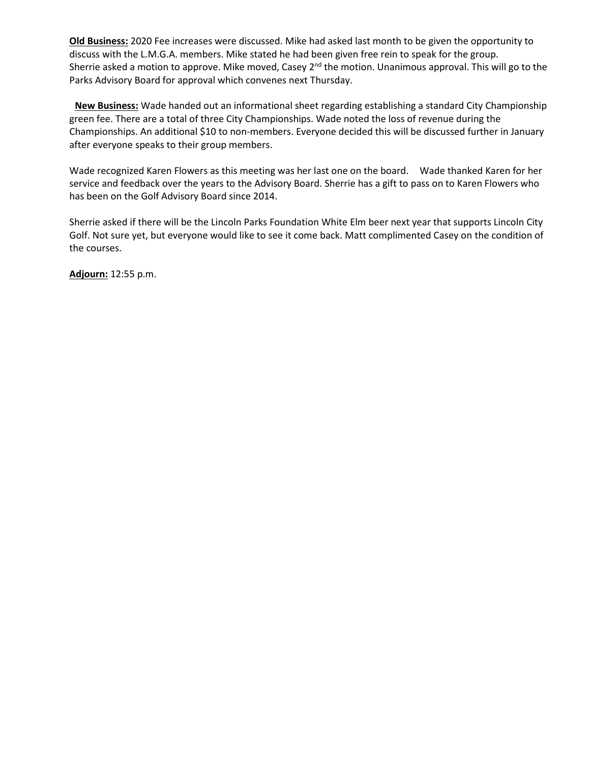**Old Business:** 2020 Fee increases were discussed. Mike had asked last month to be given the opportunity to discuss with the L.M.G.A. members. Mike stated he had been given free rein to speak for the group. Sherrie asked a motion to approve. Mike moved, Casey 2nd the motion. Unanimous approval. This will go to the Parks Advisory Board for approval which convenes next Thursday.

**New Business:** Wade handed out an informational sheet regarding establishing a standard City Championship green fee. There are a total of three City Championships. Wade noted the loss of revenue during the Championships. An additional $10 to non-members. Everyone decided this will be discussed further in January after everyone speaks to their group members.

Wade recognized Karen Flowers as this meeting was her last one on the board. Wade thanked Karen for her service and feedback over the years to the Advisory Board. Sherrie has a gift to pass on to Karen Flowers who has been on the Golf Advisory Board since 2014.

Sherrie asked if there will be the Lincoln Parks Foundation White Elm beer next year that supports Lincoln City Golf. Not sure yet, but everyone would like to see it come back. Matt complimented Casey on the condition of the courses.

**Adjourn:** 12:55 p.m.